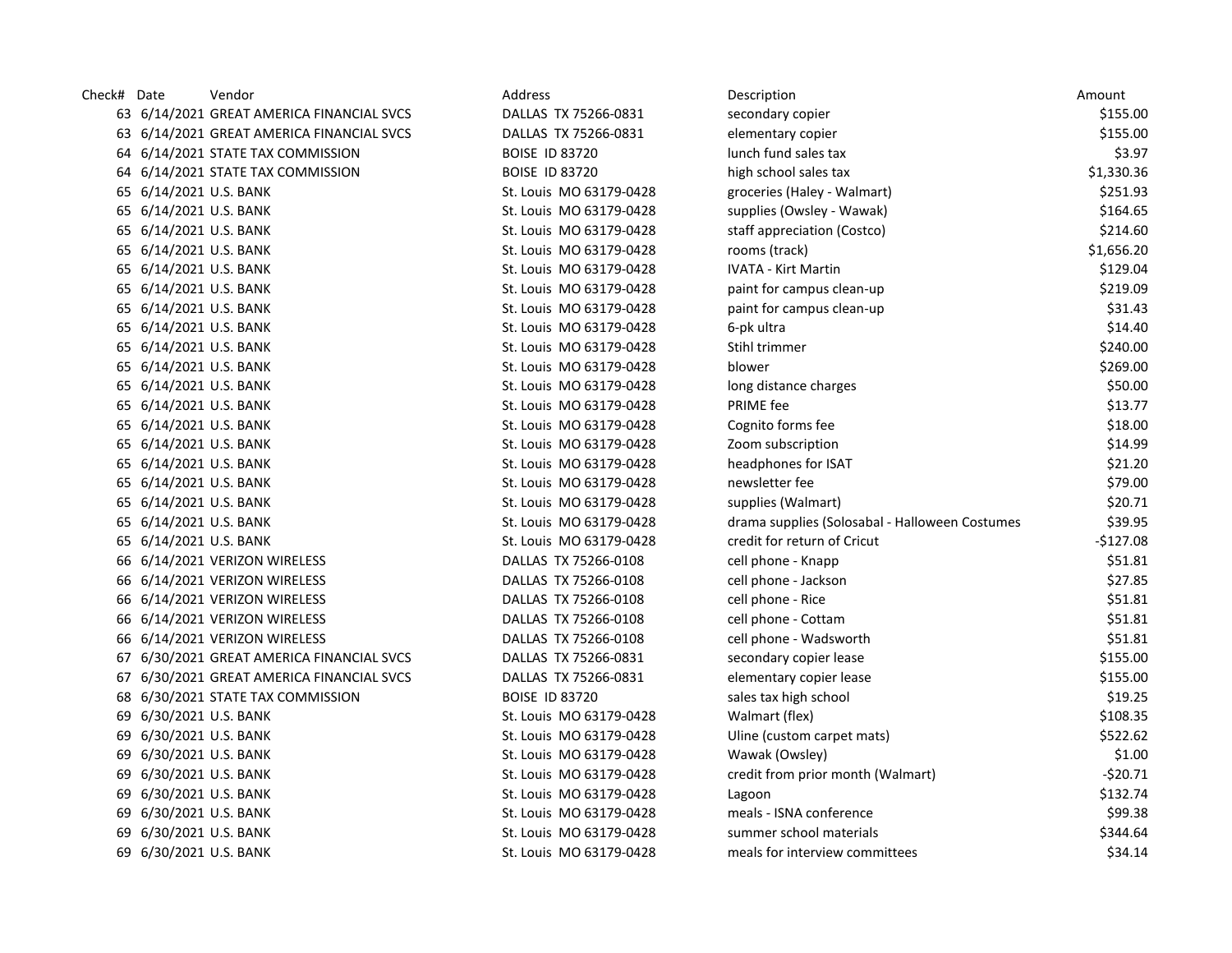| Check# | Date | Vendor | Address | Description | Amount |
|---|---|---|---|---|---|
| 63 | 6/14/2021 | GREAT AMERICA FINANCIAL SVCS | DALLAS TX 75266-0831 | secondary copier | $155.00 |
| 63 | 6/14/2021 | GREAT AMERICA FINANCIAL SVCS | DALLAS TX 75266-0831 | elementary copier | $155.00 |
| 64 | 6/14/2021 | STATE TAX COMMISSION | BOISE ID 83720 | lunch fund sales tax | $3.97 |
| 64 | 6/14/2021 | STATE TAX COMMISSION | BOISE ID 83720 | high school sales tax | $1,330.36 |
| 65 | 6/14/2021 | U.S. BANK | St. Louis MO 63179-0428 | groceries (Haley - Walmart) | $251.93 |
| 65 | 6/14/2021 | U.S. BANK | St. Louis MO 63179-0428 | supplies (Owsley - Wawak) | $164.65 |
| 65 | 6/14/2021 | U.S. BANK | St. Louis MO 63179-0428 | staff appreciation (Costco) | $214.60 |
| 65 | 6/14/2021 | U.S. BANK | St. Louis MO 63179-0428 | rooms (track) | $1,656.20 |
| 65 | 6/14/2021 | U.S. BANK | St. Louis MO 63179-0428 | IVATA - Kirt Martin | $129.04 |
| 65 | 6/14/2021 | U.S. BANK | St. Louis MO 63179-0428 | paint for campus clean-up | $219.09 |
| 65 | 6/14/2021 | U.S. BANK | St. Louis MO 63179-0428 | paint for campus clean-up | $31.43 |
| 65 | 6/14/2021 | U.S. BANK | St. Louis MO 63179-0428 | 6-pk ultra | $14.40 |
| 65 | 6/14/2021 | U.S. BANK | St. Louis MO 63179-0428 | Stihl trimmer | $240.00 |
| 65 | 6/14/2021 | U.S. BANK | St. Louis MO 63179-0428 | blower | $269.00 |
| 65 | 6/14/2021 | U.S. BANK | St. Louis MO 63179-0428 | long distance charges | $50.00 |
| 65 | 6/14/2021 | U.S. BANK | St. Louis MO 63179-0428 | PRIME fee | $13.77 |
| 65 | 6/14/2021 | U.S. BANK | St. Louis MO 63179-0428 | Cognito forms fee | $18.00 |
| 65 | 6/14/2021 | U.S. BANK | St. Louis MO 63179-0428 | Zoom subscription | $14.99 |
| 65 | 6/14/2021 | U.S. BANK | St. Louis MO 63179-0428 | headphones for ISAT | $21.20 |
| 65 | 6/14/2021 | U.S. BANK | St. Louis MO 63179-0428 | newsletter fee | $79.00 |
| 65 | 6/14/2021 | U.S. BANK | St. Louis MO 63179-0428 | supplies (Walmart) | $20.71 |
| 65 | 6/14/2021 | U.S. BANK | St. Louis MO 63179-0428 | drama supplies (Solosabal - Halloween Costumes | $39.95 |
| 65 | 6/14/2021 | U.S. BANK | St. Louis MO 63179-0428 | credit for return of Cricut | -$127.08 |
| 66 | 6/14/2021 | VERIZON WIRELESS | DALLAS TX 75266-0108 | cell phone - Knapp | $51.81 |
| 66 | 6/14/2021 | VERIZON WIRELESS | DALLAS TX 75266-0108 | cell phone - Jackson | $27.85 |
| 66 | 6/14/2021 | VERIZON WIRELESS | DALLAS TX 75266-0108 | cell phone - Rice | $51.81 |
| 66 | 6/14/2021 | VERIZON WIRELESS | DALLAS TX 75266-0108 | cell phone - Cottam | $51.81 |
| 66 | 6/14/2021 | VERIZON WIRELESS | DALLAS TX 75266-0108 | cell phone - Wadsworth | $51.81 |
| 67 | 6/30/2021 | GREAT AMERICA FINANCIAL SVCS | DALLAS TX 75266-0831 | secondary copier lease | $155.00 |
| 67 | 6/30/2021 | GREAT AMERICA FINANCIAL SVCS | DALLAS TX 75266-0831 | elementary copier lease | $155.00 |
| 68 | 6/30/2021 | STATE TAX COMMISSION | BOISE ID 83720 | sales tax high school | $19.25 |
| 69 | 6/30/2021 | U.S. BANK | St. Louis MO 63179-0428 | Walmart (flex) | $108.35 |
| 69 | 6/30/2021 | U.S. BANK | St. Louis MO 63179-0428 | Uline (custom carpet mats) | $522.62 |
| 69 | 6/30/2021 | U.S. BANK | St. Louis MO 63179-0428 | Wawak (Owsley) | $1.00 |
| 69 | 6/30/2021 | U.S. BANK | St. Louis MO 63179-0428 | credit from prior month (Walmart) | -$20.71 |
| 69 | 6/30/2021 | U.S. BANK | St. Louis MO 63179-0428 | Lagoon | $132.74 |
| 69 | 6/30/2021 | U.S. BANK | St. Louis MO 63179-0428 | meals - ISNA conference | $99.38 |
| 69 | 6/30/2021 | U.S. BANK | St. Louis MO 63179-0428 | summer school materials | $344.64 |
| 69 | 6/30/2021 | U.S. BANK | St. Louis MO 63179-0428 | meals for interview committees | $34.14 |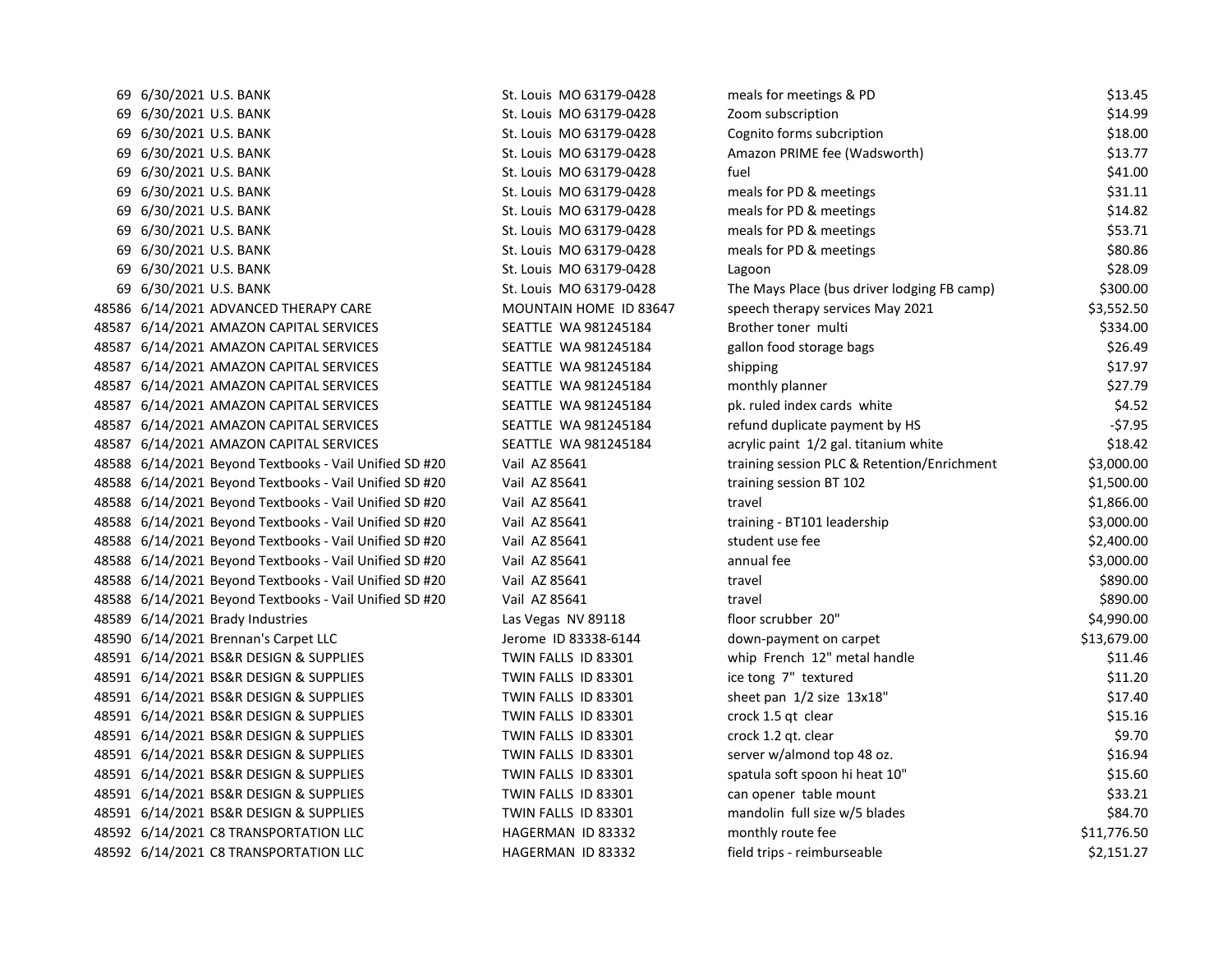| | | | | | |
|---|---|---|---|---|---|
| 69 | 6/30/2021 | U.S. BANK | St. Louis MO 63179-0428 | meals for meetings & PD | $13.45 |
| 69 | 6/30/2021 | U.S. BANK | St. Louis MO 63179-0428 | Zoom subscription | $14.99 |
| 69 | 6/30/2021 | U.S. BANK | St. Louis MO 63179-0428 | Cognito forms subcription | $18.00 |
| 69 | 6/30/2021 | U.S. BANK | St. Louis MO 63179-0428 | Amazon PRIME fee (Wadsworth) | $13.77 |
| 69 | 6/30/2021 | U.S. BANK | St. Louis MO 63179-0428 | fuel | $41.00 |
| 69 | 6/30/2021 | U.S. BANK | St. Louis MO 63179-0428 | meals for PD & meetings | $31.11 |
| 69 | 6/30/2021 | U.S. BANK | St. Louis MO 63179-0428 | meals for PD & meetings | $14.82 |
| 69 | 6/30/2021 | U.S. BANK | St. Louis MO 63179-0428 | meals for PD & meetings | $53.71 |
| 69 | 6/30/2021 | U.S. BANK | St. Louis MO 63179-0428 | meals for PD & meetings | $80.86 |
| 69 | 6/30/2021 | U.S. BANK | St. Louis MO 63179-0428 | Lagoon | $28.09 |
| 69 | 6/30/2021 | U.S. BANK | St. Louis MO 63179-0428 | The Mays Place (bus driver lodging FB camp) | $300.00 |
| 48586 | 6/14/2021 | ADVANCED THERAPY CARE | MOUNTAIN HOME ID 83647 | speech therapy services May 2021 | $3,552.50 |
| 48587 | 6/14/2021 | AMAZON CAPITAL SERVICES | SEATTLE WA 981245184 | Brother toner multi | $334.00 |
| 48587 | 6/14/2021 | AMAZON CAPITAL SERVICES | SEATTLE WA 981245184 | gallon food storage bags | $26.49 |
| 48587 | 6/14/2021 | AMAZON CAPITAL SERVICES | SEATTLE WA 981245184 | shipping | $17.97 |
| 48587 | 6/14/2021 | AMAZON CAPITAL SERVICES | SEATTLE WA 981245184 | monthly planner | $27.79 |
| 48587 | 6/14/2021 | AMAZON CAPITAL SERVICES | SEATTLE WA 981245184 | pk. ruled index cards white | $4.52 |
| 48587 | 6/14/2021 | AMAZON CAPITAL SERVICES | SEATTLE WA 981245184 | refund duplicate payment by HS | -$7.95 |
| 48587 | 6/14/2021 | AMAZON CAPITAL SERVICES | SEATTLE WA 981245184 | acrylic paint 1/2 gal. titanium white | $18.42 |
| 48588 | 6/14/2021 | Beyond Textbooks - Vail Unified SD #20 | Vail AZ 85641 | training session PLC & Retention/Enrichment | $3,000.00 |
| 48588 | 6/14/2021 | Beyond Textbooks - Vail Unified SD #20 | Vail AZ 85641 | training session BT 102 | $1,500.00 |
| 48588 | 6/14/2021 | Beyond Textbooks - Vail Unified SD #20 | Vail AZ 85641 | travel | $1,866.00 |
| 48588 | 6/14/2021 | Beyond Textbooks - Vail Unified SD #20 | Vail AZ 85641 | training - BT101 leadership | $3,000.00 |
| 48588 | 6/14/2021 | Beyond Textbooks - Vail Unified SD #20 | Vail AZ 85641 | student use fee | $2,400.00 |
| 48588 | 6/14/2021 | Beyond Textbooks - Vail Unified SD #20 | Vail AZ 85641 | annual fee | $3,000.00 |
| 48588 | 6/14/2021 | Beyond Textbooks - Vail Unified SD #20 | Vail AZ 85641 | travel | $890.00 |
| 48588 | 6/14/2021 | Beyond Textbooks - Vail Unified SD #20 | Vail AZ 85641 | travel | $890.00 |
| 48589 | 6/14/2021 | Brady Industries | Las Vegas NV 89118 | floor scrubber 20" | $4,990.00 |
| 48590 | 6/14/2021 | Brennan's Carpet LLC | Jerome ID 83338-6144 | down-payment on carpet | $13,679.00 |
| 48591 | 6/14/2021 | BS&R DESIGN & SUPPLIES | TWIN FALLS ID 83301 | whip French 12" metal handle | $11.46 |
| 48591 | 6/14/2021 | BS&R DESIGN & SUPPLIES | TWIN FALLS ID 83301 | ice tong 7" textured | $11.20 |
| 48591 | 6/14/2021 | BS&R DESIGN & SUPPLIES | TWIN FALLS ID 83301 | sheet pan 1/2 size 13x18" | $17.40 |
| 48591 | 6/14/2021 | BS&R DESIGN & SUPPLIES | TWIN FALLS ID 83301 | crock 1.5 qt clear | $15.16 |
| 48591 | 6/14/2021 | BS&R DESIGN & SUPPLIES | TWIN FALLS ID 83301 | crock 1.2 qt. clear | $9.70 |
| 48591 | 6/14/2021 | BS&R DESIGN & SUPPLIES | TWIN FALLS ID 83301 | server w/almond top 48 oz. | $16.94 |
| 48591 | 6/14/2021 | BS&R DESIGN & SUPPLIES | TWIN FALLS ID 83301 | spatula soft spoon hi heat 10" | $15.60 |
| 48591 | 6/14/2021 | BS&R DESIGN & SUPPLIES | TWIN FALLS ID 83301 | can opener table mount | $33.21 |
| 48591 | 6/14/2021 | BS&R DESIGN & SUPPLIES | TWIN FALLS ID 83301 | mandolin full size w/5 blades | $84.70 |
| 48592 | 6/14/2021 | C8 TRANSPORTATION LLC | HAGERMAN ID 83332 | monthly route fee | $11,776.50 |
| 48592 | 6/14/2021 | C8 TRANSPORTATION LLC | HAGERMAN ID 83332 | field trips - reimburseable | $2,151.27 |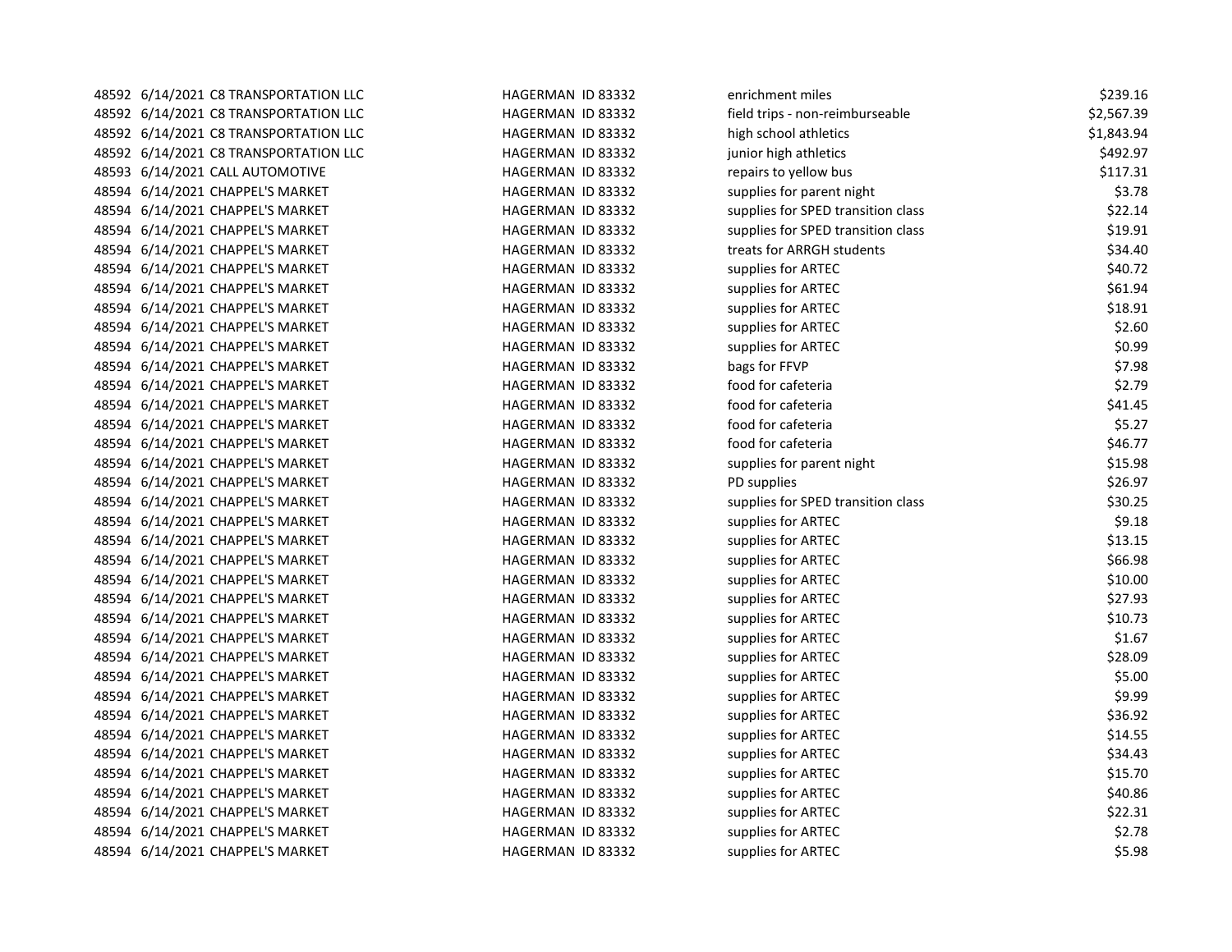| | | | | | |
|---|---|---|---|---|---|
| 48592 | 6/14/2021 | C8 TRANSPORTATION LLC | HAGERMAN ID 83332 | enrichment miles | $239.16 |
| 48592 | 6/14/2021 | C8 TRANSPORTATION LLC | HAGERMAN ID 83332 | field trips - non-reimburseable | $2,567.39 |
| 48592 | 6/14/2021 | C8 TRANSPORTATION LLC | HAGERMAN ID 83332 | high school athletics | $1,843.94 |
| 48592 | 6/14/2021 | C8 TRANSPORTATION LLC | HAGERMAN ID 83332 | junior high athletics | $492.97 |
| 48593 | 6/14/2021 | CALL AUTOMOTIVE | HAGERMAN ID 83332 | repairs to yellow bus | $117.31 |
| 48594 | 6/14/2021 | CHAPPEL'S MARKET | HAGERMAN ID 83332 | supplies for parent night | $3.78 |
| 48594 | 6/14/2021 | CHAPPEL'S MARKET | HAGERMAN ID 83332 | supplies for SPED transition class | $22.14 |
| 48594 | 6/14/2021 | CHAPPEL'S MARKET | HAGERMAN ID 83332 | supplies for SPED transition class | $19.91 |
| 48594 | 6/14/2021 | CHAPPEL'S MARKET | HAGERMAN ID 83332 | treats for ARRGH students | $34.40 |
| 48594 | 6/14/2021 | CHAPPEL'S MARKET | HAGERMAN ID 83332 | supplies for ARTEC | $40.72 |
| 48594 | 6/14/2021 | CHAPPEL'S MARKET | HAGERMAN ID 83332 | supplies for ARTEC | $61.94 |
| 48594 | 6/14/2021 | CHAPPEL'S MARKET | HAGERMAN ID 83332 | supplies for ARTEC | $18.91 |
| 48594 | 6/14/2021 | CHAPPEL'S MARKET | HAGERMAN ID 83332 | supplies for ARTEC | $2.60 |
| 48594 | 6/14/2021 | CHAPPEL'S MARKET | HAGERMAN ID 83332 | supplies for ARTEC | $0.99 |
| 48594 | 6/14/2021 | CHAPPEL'S MARKET | HAGERMAN ID 83332 | bags for FFVP | $7.98 |
| 48594 | 6/14/2021 | CHAPPEL'S MARKET | HAGERMAN ID 83332 | food for cafeteria | $2.79 |
| 48594 | 6/14/2021 | CHAPPEL'S MARKET | HAGERMAN ID 83332 | food for cafeteria | $41.45 |
| 48594 | 6/14/2021 | CHAPPEL'S MARKET | HAGERMAN ID 83332 | food for cafeteria | $5.27 |
| 48594 | 6/14/2021 | CHAPPEL'S MARKET | HAGERMAN ID 83332 | food for cafeteria | $46.77 |
| 48594 | 6/14/2021 | CHAPPEL'S MARKET | HAGERMAN ID 83332 | supplies for parent night | $15.98 |
| 48594 | 6/14/2021 | CHAPPEL'S MARKET | HAGERMAN ID 83332 | PD supplies | $26.97 |
| 48594 | 6/14/2021 | CHAPPEL'S MARKET | HAGERMAN ID 83332 | supplies for SPED transition class | $30.25 |
| 48594 | 6/14/2021 | CHAPPEL'S MARKET | HAGERMAN ID 83332 | supplies for ARTEC | $9.18 |
| 48594 | 6/14/2021 | CHAPPEL'S MARKET | HAGERMAN ID 83332 | supplies for ARTEC | $13.15 |
| 48594 | 6/14/2021 | CHAPPEL'S MARKET | HAGERMAN ID 83332 | supplies for ARTEC | $66.98 |
| 48594 | 6/14/2021 | CHAPPEL'S MARKET | HAGERMAN ID 83332 | supplies for ARTEC | $10.00 |
| 48594 | 6/14/2021 | CHAPPEL'S MARKET | HAGERMAN ID 83332 | supplies for ARTEC | $27.93 |
| 48594 | 6/14/2021 | CHAPPEL'S MARKET | HAGERMAN ID 83332 | supplies for ARTEC | $10.73 |
| 48594 | 6/14/2021 | CHAPPEL'S MARKET | HAGERMAN ID 83332 | supplies for ARTEC | $1.67 |
| 48594 | 6/14/2021 | CHAPPEL'S MARKET | HAGERMAN ID 83332 | supplies for ARTEC | $28.09 |
| 48594 | 6/14/2021 | CHAPPEL'S MARKET | HAGERMAN ID 83332 | supplies for ARTEC | $5.00 |
| 48594 | 6/14/2021 | CHAPPEL'S MARKET | HAGERMAN ID 83332 | supplies for ARTEC | $9.99 |
| 48594 | 6/14/2021 | CHAPPEL'S MARKET | HAGERMAN ID 83332 | supplies for ARTEC | $36.92 |
| 48594 | 6/14/2021 | CHAPPEL'S MARKET | HAGERMAN ID 83332 | supplies for ARTEC | $14.55 |
| 48594 | 6/14/2021 | CHAPPEL'S MARKET | HAGERMAN ID 83332 | supplies for ARTEC | $34.43 |
| 48594 | 6/14/2021 | CHAPPEL'S MARKET | HAGERMAN ID 83332 | supplies for ARTEC | $15.70 |
| 48594 | 6/14/2021 | CHAPPEL'S MARKET | HAGERMAN ID 83332 | supplies for ARTEC | $40.86 |
| 48594 | 6/14/2021 | CHAPPEL'S MARKET | HAGERMAN ID 83332 | supplies for ARTEC | $22.31 |
| 48594 | 6/14/2021 | CHAPPEL'S MARKET | HAGERMAN ID 83332 | supplies for ARTEC | $2.78 |
| 48594 | 6/14/2021 | CHAPPEL'S MARKET | HAGERMAN ID 83332 | supplies for ARTEC | $5.98 |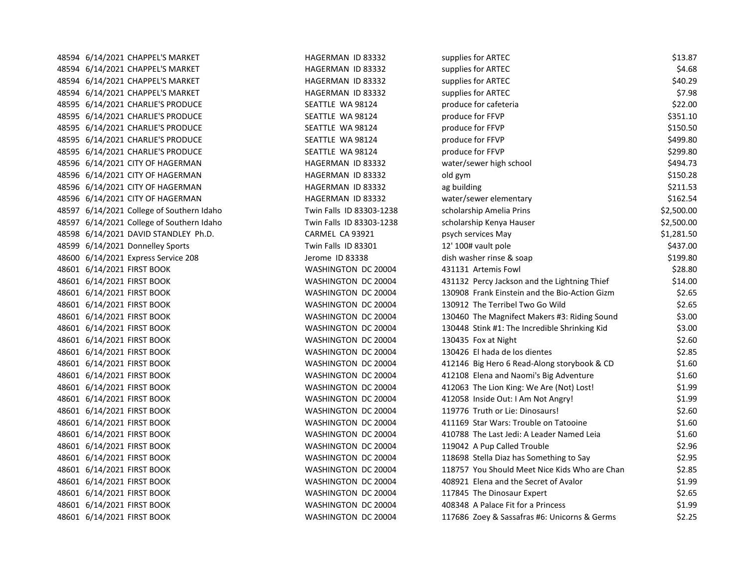| | | | | | |
|---|---|---|---|---|---|
| 48594 | 6/14/2021 | CHAPPEL'S MARKET | HAGERMAN ID 83332 | supplies for ARTEC | $13.87 |
| 48594 | 6/14/2021 | CHAPPEL'S MARKET | HAGERMAN ID 83332 | supplies for ARTEC | $4.68 |
| 48594 | 6/14/2021 | CHAPPEL'S MARKET | HAGERMAN ID 83332 | supplies for ARTEC | $40.29 |
| 48594 | 6/14/2021 | CHAPPEL'S MARKET | HAGERMAN ID 83332 | supplies for ARTEC | $7.98 |
| 48595 | 6/14/2021 | CHARLIE'S PRODUCE | SEATTLE WA 98124 | produce for cafeteria | $22.00 |
| 48595 | 6/14/2021 | CHARLIE'S PRODUCE | SEATTLE WA 98124 | produce for FFVP | $351.10 |
| 48595 | 6/14/2021 | CHARLIE'S PRODUCE | SEATTLE WA 98124 | produce for FFVP | $150.50 |
| 48595 | 6/14/2021 | CHARLIE'S PRODUCE | SEATTLE WA 98124 | produce for FFVP | $499.80 |
| 48595 | 6/14/2021 | CHARLIE'S PRODUCE | SEATTLE WA 98124 | produce for FFVP | $299.80 |
| 48596 | 6/14/2021 | CITY OF HAGERMAN | HAGERMAN ID 83332 | water/sewer high school | $494.73 |
| 48596 | 6/14/2021 | CITY OF HAGERMAN | HAGERMAN ID 83332 | old gym | $150.28 |
| 48596 | 6/14/2021 | CITY OF HAGERMAN | HAGERMAN ID 83332 | ag building | $211.53 |
| 48596 | 6/14/2021 | CITY OF HAGERMAN | HAGERMAN ID 83332 | water/sewer elementary | $162.54 |
| 48597 | 6/14/2021 | College of Southern Idaho | Twin Falls ID 83303-1238 | scholarship Amelia Prins | $2,500.00 |
| 48597 | 6/14/2021 | College of Southern Idaho | Twin Falls ID 83303-1238 | scholarship Kenya Hauser | $2,500.00 |
| 48598 | 6/14/2021 | DAVID STANDLEY Ph.D. | CARMEL CA 93921 | psych services May | $1,281.50 |
| 48599 | 6/14/2021 | Donnelley Sports | Twin Falls ID 83301 | 12' 100# vault pole | $437.00 |
| 48600 | 6/14/2021 | Express Service 208 | Jerome ID 83338 | dish washer rinse & soap | $199.80 |
| 48601 | 6/14/2021 | FIRST BOOK | WASHINGTON DC 20004 | 431131 Artemis Fowl | $28.80 |
| 48601 | 6/14/2021 | FIRST BOOK | WASHINGTON DC 20004 | 431132 Percy Jackson and the Lightning Thief | $14.00 |
| 48601 | 6/14/2021 | FIRST BOOK | WASHINGTON DC 20004 | 130908 Frank Einstein and the Bio-Action Gizm | $2.65 |
| 48601 | 6/14/2021 | FIRST BOOK | WASHINGTON DC 20004 | 130912 The Terribel Two Go Wild | $2.65 |
| 48601 | 6/14/2021 | FIRST BOOK | WASHINGTON DC 20004 | 130460 The Magnifect Makers #3: Riding Sound | $3.00 |
| 48601 | 6/14/2021 | FIRST BOOK | WASHINGTON DC 20004 | 130448 Stink #1: The Incredible Shrinking Kid | $3.00 |
| 48601 | 6/14/2021 | FIRST BOOK | WASHINGTON DC 20004 | 130435 Fox at Night | $2.60 |
| 48601 | 6/14/2021 | FIRST BOOK | WASHINGTON DC 20004 | 130426 El hada de los dientes | $2.85 |
| 48601 | 6/14/2021 | FIRST BOOK | WASHINGTON DC 20004 | 412146 Big Hero 6 Read-Along storybook & CD | $1.60 |
| 48601 | 6/14/2021 | FIRST BOOK | WASHINGTON DC 20004 | 412108 Elena and Naomi's Big Adventure | $1.60 |
| 48601 | 6/14/2021 | FIRST BOOK | WASHINGTON DC 20004 | 412063 The Lion King: We Are (Not) Lost! | $1.99 |
| 48601 | 6/14/2021 | FIRST BOOK | WASHINGTON DC 20004 | 412058 Inside Out: I Am Not Angry! | $1.99 |
| 48601 | 6/14/2021 | FIRST BOOK | WASHINGTON DC 20004 | 119776 Truth or Lie: Dinosaurs! | $2.60 |
| 48601 | 6/14/2021 | FIRST BOOK | WASHINGTON DC 20004 | 411169 Star Wars: Trouble on Tatooine | $1.60 |
| 48601 | 6/14/2021 | FIRST BOOK | WASHINGTON DC 20004 | 410788 The Last Jedi: A Leader Named Leia | $1.60 |
| 48601 | 6/14/2021 | FIRST BOOK | WASHINGTON DC 20004 | 119042 A Pup Called Trouble | $2.96 |
| 48601 | 6/14/2021 | FIRST BOOK | WASHINGTON DC 20004 | 118698 Stella Diaz has Something to Say | $2.95 |
| 48601 | 6/14/2021 | FIRST BOOK | WASHINGTON DC 20004 | 118757 You Should Meet Nice Kids Who are Chan | $2.85 |
| 48601 | 6/14/2021 | FIRST BOOK | WASHINGTON DC 20004 | 408921 Elena and the Secret of Avalor | $1.99 |
| 48601 | 6/14/2021 | FIRST BOOK | WASHINGTON DC 20004 | 117845 The Dinosaur Expert | $2.65 |
| 48601 | 6/14/2021 | FIRST BOOK | WASHINGTON DC 20004 | 408348 A Palace Fit for a Princess | $1.99 |
| 48601 | 6/14/2021 | FIRST BOOK | WASHINGTON DC 20004 | 117686 Zoey & Sassafras #6: Unicorns & Germs | $2.25 |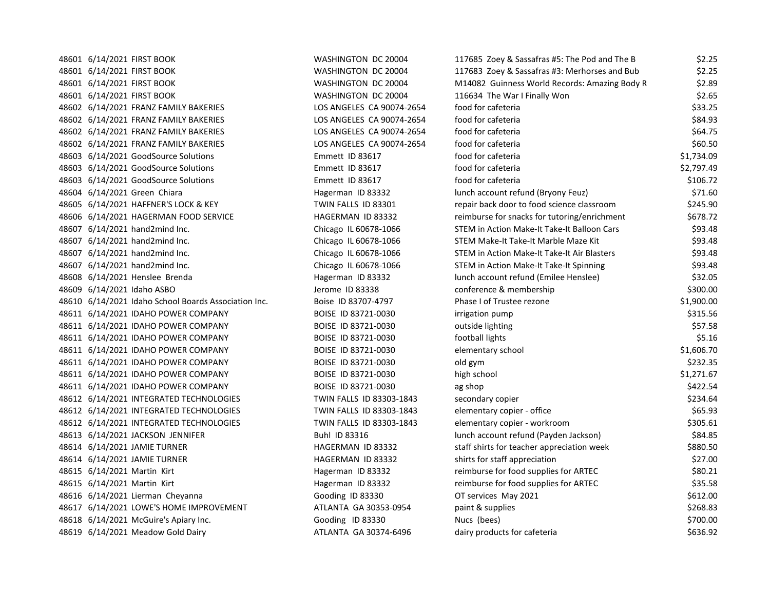| | | | | | |
|---|---|---|---|---|---|
| 48601 | 6/14/2021 | FIRST BOOK | WASHINGTON DC 20004 | 117685 Zoey & Sassafras #5: The Pod and The B | $2.25 |
| 48601 | 6/14/2021 | FIRST BOOK | WASHINGTON DC 20004 | 117683 Zoey & Sassafras #3: Merhorses and Bub | $2.25 |
| 48601 | 6/14/2021 | FIRST BOOK | WASHINGTON DC 20004 | M14082 Guinness World Records: Amazing Body R | $2.89 |
| 48601 | 6/14/2021 | FIRST BOOK | WASHINGTON DC 20004 | 116634 The War I Finally Won | $2.65 |
| 48602 | 6/14/2021 | FRANZ FAMILY BAKERIES | LOS ANGELES CA 90074-2654 | food for cafeteria | $33.25 |
| 48602 | 6/14/2021 | FRANZ FAMILY BAKERIES | LOS ANGELES CA 90074-2654 | food for cafeteria | $84.93 |
| 48602 | 6/14/2021 | FRANZ FAMILY BAKERIES | LOS ANGELES CA 90074-2654 | food for cafeteria | $64.75 |
| 48602 | 6/14/2021 | FRANZ FAMILY BAKERIES | LOS ANGELES CA 90074-2654 | food for cafeteria | $60.50 |
| 48603 | 6/14/2021 | GoodSource Solutions | Emmett ID 83617 | food for cafeteria | $1,734.09 |
| 48603 | 6/14/2021 | GoodSource Solutions | Emmett ID 83617 | food for cafeteria | $2,797.49 |
| 48603 | 6/14/2021 | GoodSource Solutions | Emmett ID 83617 | food for cafeteria | $106.72 |
| 48604 | 6/14/2021 | Green Chiara | Hagerman ID 83332 | lunch account refund (Bryony Feuz) | $71.60 |
| 48605 | 6/14/2021 | HAFFNER'S LOCK & KEY | TWIN FALLS ID 83301 | repair back door to food science classroom | $245.90 |
| 48606 | 6/14/2021 | HAGERMAN FOOD SERVICE | HAGERMAN ID 83332 | reimburse for snacks for tutoring/enrichment | $678.72 |
| 48607 | 6/14/2021 | hand2mind Inc. | Chicago IL 60678-1066 | STEM in Action Make-It Take-It Balloon Cars | $93.48 |
| 48607 | 6/14/2021 | hand2mind Inc. | Chicago IL 60678-1066 | STEM Make-It Take-It Marble Maze Kit | $93.48 |
| 48607 | 6/14/2021 | hand2mind Inc. | Chicago IL 60678-1066 | STEM in Action Make-It Take-It Air Blasters | $93.48 |
| 48607 | 6/14/2021 | hand2mind Inc. | Chicago IL 60678-1066 | STEM in Action Make-It Take-It Spinning | $93.48 |
| 48608 | 6/14/2021 | Henslee Brenda | Hagerman ID 83332 | lunch account refund (Emilee Henslee) | $32.05 |
| 48609 | 6/14/2021 | Idaho ASBO | Jerome ID 83338 | conference & membership | $300.00 |
| 48610 | 6/14/2021 | Idaho School Boards Association Inc. | Boise ID 83707-4797 | Phase I of Trustee rezone | $1,900.00 |
| 48611 | 6/14/2021 | IDAHO POWER COMPANY | BOISE ID 83721-0030 | irrigation pump | $315.56 |
| 48611 | 6/14/2021 | IDAHO POWER COMPANY | BOISE ID 83721-0030 | outside lighting | $57.58 |
| 48611 | 6/14/2021 | IDAHO POWER COMPANY | BOISE ID 83721-0030 | football lights | $5.16 |
| 48611 | 6/14/2021 | IDAHO POWER COMPANY | BOISE ID 83721-0030 | elementary school | $1,606.70 |
| 48611 | 6/14/2021 | IDAHO POWER COMPANY | BOISE ID 83721-0030 | old gym | $232.35 |
| 48611 | 6/14/2021 | IDAHO POWER COMPANY | BOISE ID 83721-0030 | high school | $1,271.67 |
| 48611 | 6/14/2021 | IDAHO POWER COMPANY | BOISE ID 83721-0030 | ag shop | $422.54 |
| 48612 | 6/14/2021 | INTEGRATED TECHNOLOGIES | TWIN FALLS ID 83303-1843 | secondary copier | $234.64 |
| 48612 | 6/14/2021 | INTEGRATED TECHNOLOGIES | TWIN FALLS ID 83303-1843 | elementary copier - office | $65.93 |
| 48612 | 6/14/2021 | INTEGRATED TECHNOLOGIES | TWIN FALLS ID 83303-1843 | elementary copier - workroom | $305.61 |
| 48613 | 6/14/2021 | JACKSON JENNIFER | Buhl ID 83316 | lunch account refund (Payden Jackson) | $84.85 |
| 48614 | 6/14/2021 | JAMIE TURNER | HAGERMAN ID 83332 | staff shirts for teacher appreciation week | $880.50 |
| 48614 | 6/14/2021 | JAMIE TURNER | HAGERMAN ID 83332 | shirts for staff appreciation | $27.00 |
| 48615 | 6/14/2021 | Martin Kirt | Hagerman ID 83332 | reimburse for food supplies for ARTEC | $80.21 |
| 48615 | 6/14/2021 | Martin Kirt | Hagerman ID 83332 | reimburse for food supplies for ARTEC | $35.58 |
| 48616 | 6/14/2021 | Lierman Cheyanna | Gooding ID 83330 | OT services May 2021 | $612.00 |
| 48617 | 6/14/2021 | LOWE'S HOME IMPROVEMENT | ATLANTA GA 30353-0954 | paint & supplies | $268.83 |
| 48618 | 6/14/2021 | McGuire's Apiary Inc. | Gooding ID 83330 | Nucs (bees) | $700.00 |
| 48619 | 6/14/2021 | Meadow Gold Dairy | ATLANTA GA 30374-6496 | dairy products for cafeteria | $636.92 |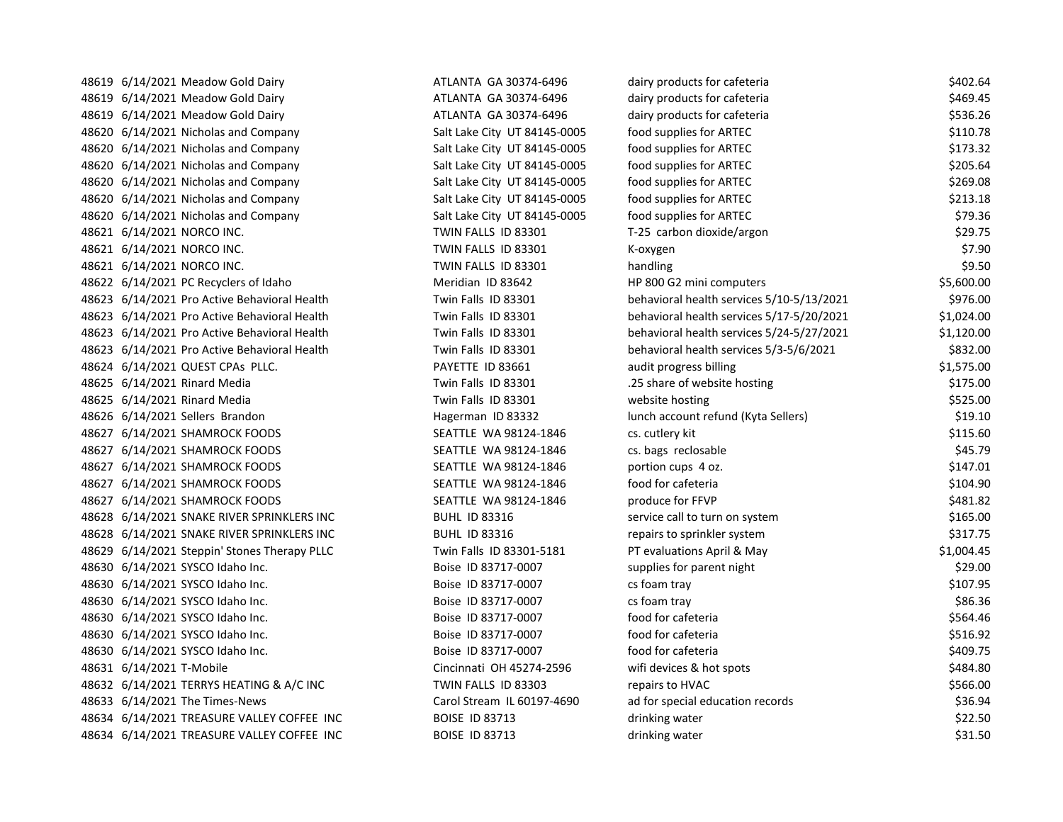| | | | | | |
|---|---|---|---|---|---|
| 48619 | 6/14/2021 | Meadow Gold Dairy | ATLANTA GA 30374-6496 | dairy products for cafeteria | $402.64 |
| 48619 | 6/14/2021 | Meadow Gold Dairy | ATLANTA GA 30374-6496 | dairy products for cafeteria | $469.45 |
| 48619 | 6/14/2021 | Meadow Gold Dairy | ATLANTA GA 30374-6496 | dairy products for cafeteria | $536.26 |
| 48620 | 6/14/2021 | Nicholas and Company | Salt Lake City UT 84145-0005 | food supplies for ARTEC | $110.78 |
| 48620 | 6/14/2021 | Nicholas and Company | Salt Lake City UT 84145-0005 | food supplies for ARTEC | $173.32 |
| 48620 | 6/14/2021 | Nicholas and Company | Salt Lake City UT 84145-0005 | food supplies for ARTEC | $205.64 |
| 48620 | 6/14/2021 | Nicholas and Company | Salt Lake City UT 84145-0005 | food supplies for ARTEC | $269.08 |
| 48620 | 6/14/2021 | Nicholas and Company | Salt Lake City UT 84145-0005 | food supplies for ARTEC | $213.18 |
| 48620 | 6/14/2021 | Nicholas and Company | Salt Lake City UT 84145-0005 | food supplies for ARTEC | $79.36 |
| 48621 | 6/14/2021 | NORCO INC. | TWIN FALLS ID 83301 | T-25 carbon dioxide/argon | $29.75 |
| 48621 | 6/14/2021 | NORCO INC. | TWIN FALLS ID 83301 | K-oxygen | $7.90 |
| 48621 | 6/14/2021 | NORCO INC. | TWIN FALLS ID 83301 | handling | $9.50 |
| 48622 | 6/14/2021 | PC Recyclers of Idaho | Meridian ID 83642 | HP 800 G2 mini computers | $5,600.00 |
| 48623 | 6/14/2021 | Pro Active Behavioral Health | Twin Falls ID 83301 | behavioral health services 5/10-5/13/2021 | $976.00 |
| 48623 | 6/14/2021 | Pro Active Behavioral Health | Twin Falls ID 83301 | behavioral health services 5/17-5/20/2021 | $1,024.00 |
| 48623 | 6/14/2021 | Pro Active Behavioral Health | Twin Falls ID 83301 | behavioral health services 5/24-5/27/2021 | $1,120.00 |
| 48623 | 6/14/2021 | Pro Active Behavioral Health | Twin Falls ID 83301 | behavioral health services 5/3-5/6/2021 | $832.00 |
| 48624 | 6/14/2021 | QUEST CPAs PLLC. | PAYETTE ID 83661 | audit progress billing | $1,575.00 |
| 48625 | 6/14/2021 | Rinard Media | Twin Falls ID 83301 | .25 share of website hosting | $175.00 |
| 48625 | 6/14/2021 | Rinard Media | Twin Falls ID 83301 | website hosting | $525.00 |
| 48626 | 6/14/2021 | Sellers Brandon | Hagerman ID 83332 | lunch account refund (Kyta Sellers) | $19.10 |
| 48627 | 6/14/2021 | SHAMROCK FOODS | SEATTLE WA 98124-1846 | cs. cutlery kit | $115.60 |
| 48627 | 6/14/2021 | SHAMROCK FOODS | SEATTLE WA 98124-1846 | cs. bags reclosable | $45.79 |
| 48627 | 6/14/2021 | SHAMROCK FOODS | SEATTLE WA 98124-1846 | portion cups 4 oz. | $147.01 |
| 48627 | 6/14/2021 | SHAMROCK FOODS | SEATTLE WA 98124-1846 | food for cafeteria | $104.90 |
| 48627 | 6/14/2021 | SHAMROCK FOODS | SEATTLE WA 98124-1846 | produce for FFVP | $481.82 |
| 48628 | 6/14/2021 | SNAKE RIVER SPRINKLERS INC | BUHL ID 83316 | service call to turn on system | $165.00 |
| 48628 | 6/14/2021 | SNAKE RIVER SPRINKLERS INC | BUHL ID 83316 | repairs to sprinkler system | $317.75 |
| 48629 | 6/14/2021 | Steppin' Stones Therapy PLLC | Twin Falls ID 83301-5181 | PT evaluations April & May | $1,004.45 |
| 48630 | 6/14/2021 | SYSCO Idaho Inc. | Boise ID 83717-0007 | supplies for parent night | $29.00 |
| 48630 | 6/14/2021 | SYSCO Idaho Inc. | Boise ID 83717-0007 | cs foam tray | $107.95 |
| 48630 | 6/14/2021 | SYSCO Idaho Inc. | Boise ID 83717-0007 | cs foam tray | $86.36 |
| 48630 | 6/14/2021 | SYSCO Idaho Inc. | Boise ID 83717-0007 | food for cafeteria | $564.46 |
| 48630 | 6/14/2021 | SYSCO Idaho Inc. | Boise ID 83717-0007 | food for cafeteria | $516.92 |
| 48630 | 6/14/2021 | SYSCO Idaho Inc. | Boise ID 83717-0007 | food for cafeteria | $409.75 |
| 48631 | 6/14/2021 | T-Mobile | Cincinnati OH 45274-2596 | wifi devices & hot spots | $484.80 |
| 48632 | 6/14/2021 | TERRYS HEATING & A/C INC | TWIN FALLS ID 83303 | repairs to HVAC | $566.00 |
| 48633 | 6/14/2021 | The Times-News | Carol Stream IL 60197-4690 | ad for special education records | $36.94 |
| 48634 | 6/14/2021 | TREASURE VALLEY COFFEE INC | BOISE ID 83713 | drinking water | $22.50 |
| 48634 | 6/14/2021 | TREASURE VALLEY COFFEE INC | BOISE ID 83713 | drinking water | $31.50 |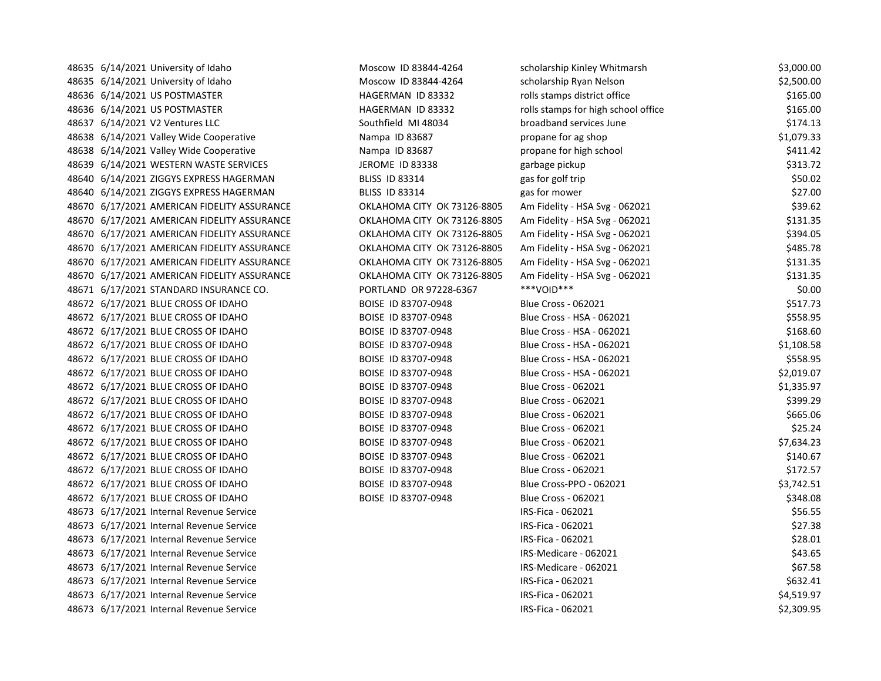| | | | | | |
|---|---|---|---|---|---|
| 48635 | 6/14/2021 | University of Idaho | Moscow ID 83844-4264 | scholarship Kinley Whitmarsh | $3,000.00 |
| 48635 | 6/14/2021 | University of Idaho | Moscow ID 83844-4264 | scholarship Ryan Nelson | $2,500.00 |
| 48636 | 6/14/2021 | US POSTMASTER | HAGERMAN ID 83332 | rolls stamps district office | $165.00 |
| 48636 | 6/14/2021 | US POSTMASTER | HAGERMAN ID 83332 | rolls stamps for high school office | $165.00 |
| 48637 | 6/14/2021 | V2 Ventures LLC | Southfield MI 48034 | broadband services June | $174.13 |
| 48638 | 6/14/2021 | Valley Wide Cooperative | Nampa ID 83687 | propane for ag shop | $1,079.33 |
| 48638 | 6/14/2021 | Valley Wide Cooperative | Nampa ID 83687 | propane for high school | $411.42 |
| 48639 | 6/14/2021 | WESTERN WASTE SERVICES | JEROME ID 83338 | garbage pickup | $313.72 |
| 48640 | 6/14/2021 | ZIGGYS EXPRESS HAGERMAN | BLISS ID 83314 | gas for golf trip | $50.02 |
| 48640 | 6/14/2021 | ZIGGYS EXPRESS HAGERMAN | BLISS ID 83314 | gas for mower | $27.00 |
| 48670 | 6/17/2021 | AMERICAN FIDELITY ASSURANCE | OKLAHOMA CITY OK 73126-8805 | Am Fidelity - HSA Svg - 062021 | $39.62 |
| 48670 | 6/17/2021 | AMERICAN FIDELITY ASSURANCE | OKLAHOMA CITY OK 73126-8805 | Am Fidelity - HSA Svg - 062021 | $131.35 |
| 48670 | 6/17/2021 | AMERICAN FIDELITY ASSURANCE | OKLAHOMA CITY OK 73126-8805 | Am Fidelity - HSA Svg - 062021 | $394.05 |
| 48670 | 6/17/2021 | AMERICAN FIDELITY ASSURANCE | OKLAHOMA CITY OK 73126-8805 | Am Fidelity - HSA Svg - 062021 | $485.78 |
| 48670 | 6/17/2021 | AMERICAN FIDELITY ASSURANCE | OKLAHOMA CITY OK 73126-8805 | Am Fidelity - HSA Svg - 062021 | $131.35 |
| 48670 | 6/17/2021 | AMERICAN FIDELITY ASSURANCE | OKLAHOMA CITY OK 73126-8805 | Am Fidelity - HSA Svg - 062021 | $131.35 |
| 48671 | 6/17/2021 | STANDARD INSURANCE CO. | PORTLAND OR 97228-6367 | ***VOID*** | $0.00 |
| 48672 | 6/17/2021 | BLUE CROSS OF IDAHO | BOISE ID 83707-0948 | Blue Cross - 062021 | $517.73 |
| 48672 | 6/17/2021 | BLUE CROSS OF IDAHO | BOISE ID 83707-0948 | Blue Cross - HSA - 062021 | $558.95 |
| 48672 | 6/17/2021 | BLUE CROSS OF IDAHO | BOISE ID 83707-0948 | Blue Cross - HSA - 062021 | $168.60 |
| 48672 | 6/17/2021 | BLUE CROSS OF IDAHO | BOISE ID 83707-0948 | Blue Cross - HSA - 062021 | $1,108.58 |
| 48672 | 6/17/2021 | BLUE CROSS OF IDAHO | BOISE ID 83707-0948 | Blue Cross - HSA - 062021 | $558.95 |
| 48672 | 6/17/2021 | BLUE CROSS OF IDAHO | BOISE ID 83707-0948 | Blue Cross - HSA - 062021 | $2,019.07 |
| 48672 | 6/17/2021 | BLUE CROSS OF IDAHO | BOISE ID 83707-0948 | Blue Cross - 062021 | $1,335.97 |
| 48672 | 6/17/2021 | BLUE CROSS OF IDAHO | BOISE ID 83707-0948 | Blue Cross - 062021 | $399.29 |
| 48672 | 6/17/2021 | BLUE CROSS OF IDAHO | BOISE ID 83707-0948 | Blue Cross - 062021 | $665.06 |
| 48672 | 6/17/2021 | BLUE CROSS OF IDAHO | BOISE ID 83707-0948 | Blue Cross - 062021 | $25.24 |
| 48672 | 6/17/2021 | BLUE CROSS OF IDAHO | BOISE ID 83707-0948 | Blue Cross - 062021 | $7,634.23 |
| 48672 | 6/17/2021 | BLUE CROSS OF IDAHO | BOISE ID 83707-0948 | Blue Cross - 062021 | $140.67 |
| 48672 | 6/17/2021 | BLUE CROSS OF IDAHO | BOISE ID 83707-0948 | Blue Cross - 062021 | $172.57 |
| 48672 | 6/17/2021 | BLUE CROSS OF IDAHO | BOISE ID 83707-0948 | Blue Cross-PPO - 062021 | $3,742.51 |
| 48672 | 6/17/2021 | BLUE CROSS OF IDAHO | BOISE ID 83707-0948 | Blue Cross - 062021 | $348.08 |
| 48673 | 6/17/2021 | Internal Revenue Service | | IRS-Fica - 062021 | $56.55 |
| 48673 | 6/17/2021 | Internal Revenue Service | | IRS-Fica - 062021 | $27.38 |
| 48673 | 6/17/2021 | Internal Revenue Service | | IRS-Fica - 062021 | $28.01 |
| 48673 | 6/17/2021 | Internal Revenue Service | | IRS-Medicare - 062021 | $43.65 |
| 48673 | 6/17/2021 | Internal Revenue Service | | IRS-Medicare - 062021 | $67.58 |
| 48673 | 6/17/2021 | Internal Revenue Service | | IRS-Fica - 062021 | $632.41 |
| 48673 | 6/17/2021 | Internal Revenue Service | | IRS-Fica - 062021 | $4,519.97 |
| 48673 | 6/17/2021 | Internal Revenue Service | | IRS-Fica - 062021 | $2,309.95 |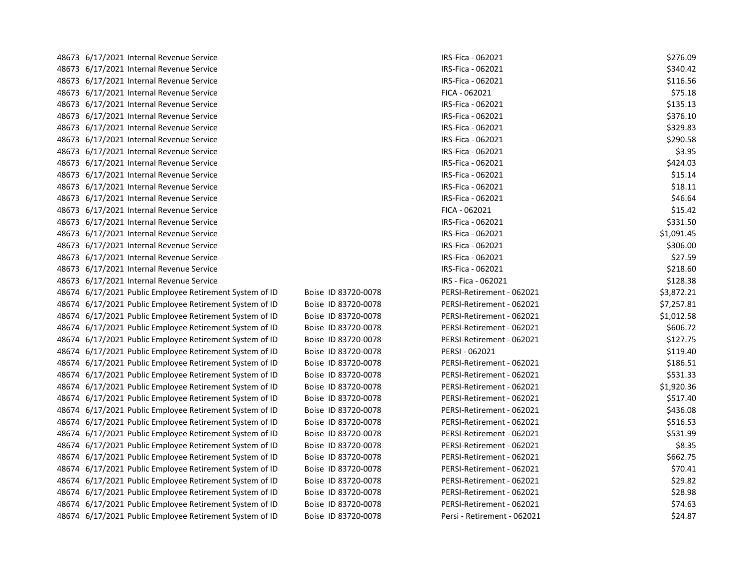| | | | | | |
|---|---|---|---|---|---|
| 48673 | 6/17/2021 | Internal Revenue Service | | IRS-Fica - 062021 | $276.09 |
| 48673 | 6/17/2021 | Internal Revenue Service | | IRS-Fica - 062021 | $340.42 |
| 48673 | 6/17/2021 | Internal Revenue Service | | IRS-Fica - 062021 | $116.56 |
| 48673 | 6/17/2021 | Internal Revenue Service | | FICA - 062021 | $75.18 |
| 48673 | 6/17/2021 | Internal Revenue Service | | IRS-Fica - 062021 | $135.13 |
| 48673 | 6/17/2021 | Internal Revenue Service | | IRS-Fica - 062021 | $376.10 |
| 48673 | 6/17/2021 | Internal Revenue Service | | IRS-Fica - 062021 | $329.83 |
| 48673 | 6/17/2021 | Internal Revenue Service | | IRS-Fica - 062021 | $290.58 |
| 48673 | 6/17/2021 | Internal Revenue Service | | IRS-Fica - 062021 | $3.95 |
| 48673 | 6/17/2021 | Internal Revenue Service | | IRS-Fica - 062021 | $424.03 |
| 48673 | 6/17/2021 | Internal Revenue Service | | IRS-Fica - 062021 | $15.14 |
| 48673 | 6/17/2021 | Internal Revenue Service | | IRS-Fica - 062021 | $18.11 |
| 48673 | 6/17/2021 | Internal Revenue Service | | IRS-Fica - 062021 | $46.64 |
| 48673 | 6/17/2021 | Internal Revenue Service | | FICA - 062021 | $15.42 |
| 48673 | 6/17/2021 | Internal Revenue Service | | IRS-Fica - 062021 | $331.50 |
| 48673 | 6/17/2021 | Internal Revenue Service | | IRS-Fica - 062021 | $1,091.45 |
| 48673 | 6/17/2021 | Internal Revenue Service | | IRS-Fica - 062021 | $306.00 |
| 48673 | 6/17/2021 | Internal Revenue Service | | IRS-Fica - 062021 | $27.59 |
| 48673 | 6/17/2021 | Internal Revenue Service | | IRS-Fica - 062021 | $218.60 |
| 48673 | 6/17/2021 | Internal Revenue Service | | IRS - Fica - 062021 | $128.38 |
| 48674 | 6/17/2021 | Public Employee Retirement System of ID | Boise ID 83720-0078 | PERSI-Retirement - 062021 | $3,872.21 |
| 48674 | 6/17/2021 | Public Employee Retirement System of ID | Boise ID 83720-0078 | PERSI-Retirement - 062021 | $7,257.81 |
| 48674 | 6/17/2021 | Public Employee Retirement System of ID | Boise ID 83720-0078 | PERSI-Retirement - 062021 | $1,012.58 |
| 48674 | 6/17/2021 | Public Employee Retirement System of ID | Boise ID 83720-0078 | PERSI-Retirement - 062021 | $606.72 |
| 48674 | 6/17/2021 | Public Employee Retirement System of ID | Boise ID 83720-0078 | PERSI-Retirement - 062021 | $127.75 |
| 48674 | 6/17/2021 | Public Employee Retirement System of ID | Boise ID 83720-0078 | PERSI - 062021 | $119.40 |
| 48674 | 6/17/2021 | Public Employee Retirement System of ID | Boise ID 83720-0078 | PERSI-Retirement - 062021 | $186.51 |
| 48674 | 6/17/2021 | Public Employee Retirement System of ID | Boise ID 83720-0078 | PERSI-Retirement - 062021 | $531.33 |
| 48674 | 6/17/2021 | Public Employee Retirement System of ID | Boise ID 83720-0078 | PERSI-Retirement - 062021 | $1,920.36 |
| 48674 | 6/17/2021 | Public Employee Retirement System of ID | Boise ID 83720-0078 | PERSI-Retirement - 062021 | $517.40 |
| 48674 | 6/17/2021 | Public Employee Retirement System of ID | Boise ID 83720-0078 | PERSI-Retirement - 062021 | $436.08 |
| 48674 | 6/17/2021 | Public Employee Retirement System of ID | Boise ID 83720-0078 | PERSI-Retirement - 062021 | $516.53 |
| 48674 | 6/17/2021 | Public Employee Retirement System of ID | Boise ID 83720-0078 | PERSI-Retirement - 062021 | $531.99 |
| 48674 | 6/17/2021 | Public Employee Retirement System of ID | Boise ID 83720-0078 | PERSI-Retirement - 062021 | $8.35 |
| 48674 | 6/17/2021 | Public Employee Retirement System of ID | Boise ID 83720-0078 | PERSI-Retirement - 062021 | $662.75 |
| 48674 | 6/17/2021 | Public Employee Retirement System of ID | Boise ID 83720-0078 | PERSI-Retirement - 062021 | $70.41 |
| 48674 | 6/17/2021 | Public Employee Retirement System of ID | Boise ID 83720-0078 | PERSI-Retirement - 062021 | $29.82 |
| 48674 | 6/17/2021 | Public Employee Retirement System of ID | Boise ID 83720-0078 | PERSI-Retirement - 062021 | $28.98 |
| 48674 | 6/17/2021 | Public Employee Retirement System of ID | Boise ID 83720-0078 | PERSI-Retirement - 062021 | $74.63 |
| 48674 | 6/17/2021 | Public Employee Retirement System of ID | Boise ID 83720-0078 | Persi - Retirement - 062021 | $24.87 |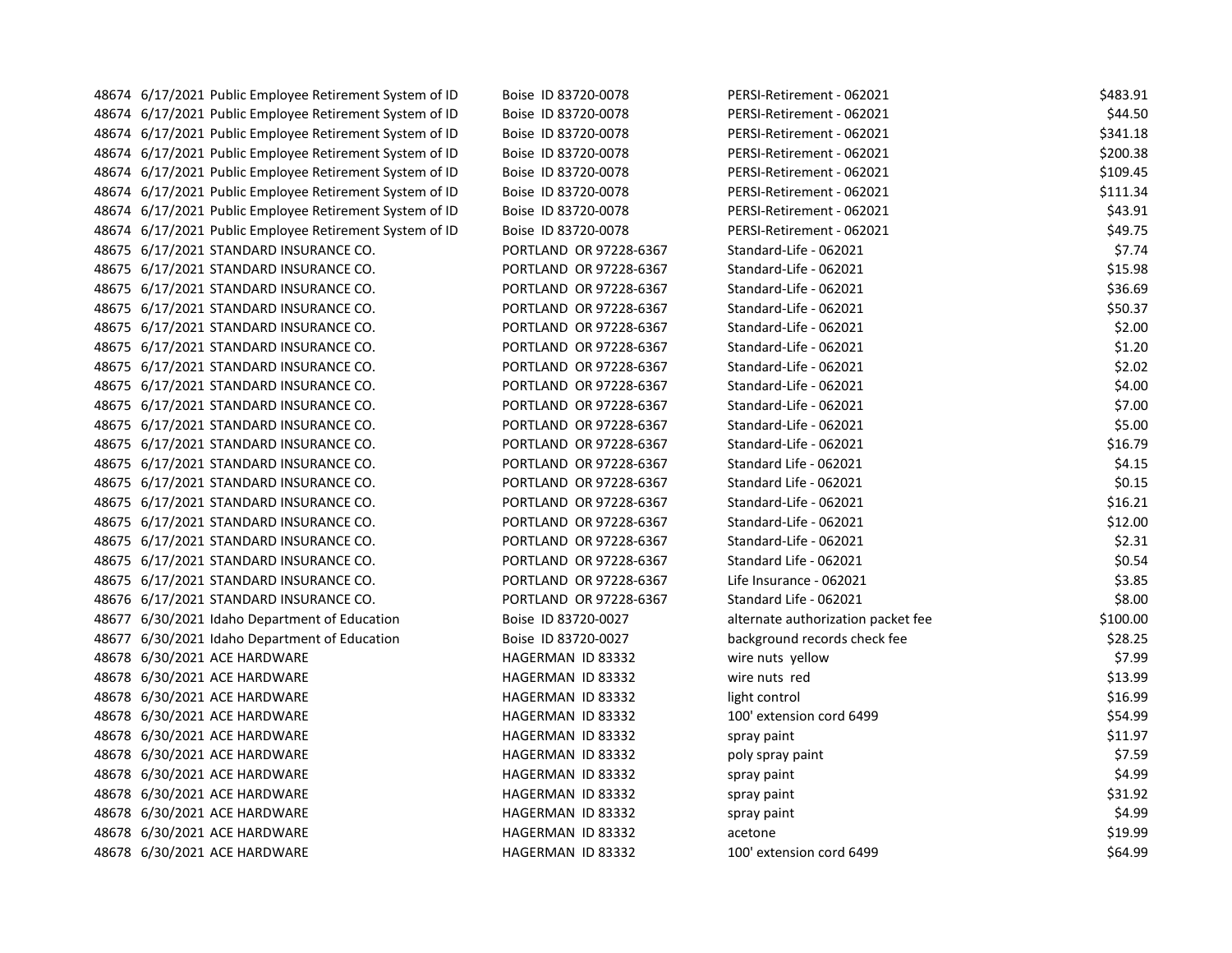| | | | | | |
|---|---|---|---|---|---|
| 48674 | 6/17/2021 | Public Employee Retirement System of ID | Boise ID 83720-0078 | PERSI-Retirement - 062021 | $483.91 |
| 48674 | 6/17/2021 | Public Employee Retirement System of ID | Boise ID 83720-0078 | PERSI-Retirement - 062021 | $44.50 |
| 48674 | 6/17/2021 | Public Employee Retirement System of ID | Boise ID 83720-0078 | PERSI-Retirement - 062021 | $341.18 |
| 48674 | 6/17/2021 | Public Employee Retirement System of ID | Boise ID 83720-0078 | PERSI-Retirement - 062021 | $200.38 |
| 48674 | 6/17/2021 | Public Employee Retirement System of ID | Boise ID 83720-0078 | PERSI-Retirement - 062021 | $109.45 |
| 48674 | 6/17/2021 | Public Employee Retirement System of ID | Boise ID 83720-0078 | PERSI-Retirement - 062021 | $111.34 |
| 48674 | 6/17/2021 | Public Employee Retirement System of ID | Boise ID 83720-0078 | PERSI-Retirement - 062021 | $43.91 |
| 48674 | 6/17/2021 | Public Employee Retirement System of ID | Boise ID 83720-0078 | PERSI-Retirement - 062021 | $49.75 |
| 48675 | 6/17/2021 | STANDARD INSURANCE CO. | PORTLAND OR 97228-6367 | Standard-Life - 062021 | $7.74 |
| 48675 | 6/17/2021 | STANDARD INSURANCE CO. | PORTLAND OR 97228-6367 | Standard-Life - 062021 | $15.98 |
| 48675 | 6/17/2021 | STANDARD INSURANCE CO. | PORTLAND OR 97228-6367 | Standard-Life - 062021 | $36.69 |
| 48675 | 6/17/2021 | STANDARD INSURANCE CO. | PORTLAND OR 97228-6367 | Standard-Life - 062021 | $50.37 |
| 48675 | 6/17/2021 | STANDARD INSURANCE CO. | PORTLAND OR 97228-6367 | Standard-Life - 062021 | $2.00 |
| 48675 | 6/17/2021 | STANDARD INSURANCE CO. | PORTLAND OR 97228-6367 | Standard-Life - 062021 | $1.20 |
| 48675 | 6/17/2021 | STANDARD INSURANCE CO. | PORTLAND OR 97228-6367 | Standard-Life - 062021 | $2.02 |
| 48675 | 6/17/2021 | STANDARD INSURANCE CO. | PORTLAND OR 97228-6367 | Standard-Life - 062021 | $4.00 |
| 48675 | 6/17/2021 | STANDARD INSURANCE CO. | PORTLAND OR 97228-6367 | Standard-Life - 062021 | $7.00 |
| 48675 | 6/17/2021 | STANDARD INSURANCE CO. | PORTLAND OR 97228-6367 | Standard-Life - 062021 | $5.00 |
| 48675 | 6/17/2021 | STANDARD INSURANCE CO. | PORTLAND OR 97228-6367 | Standard-Life - 062021 | $16.79 |
| 48675 | 6/17/2021 | STANDARD INSURANCE CO. | PORTLAND OR 97228-6367 | Standard Life - 062021 | $4.15 |
| 48675 | 6/17/2021 | STANDARD INSURANCE CO. | PORTLAND OR 97228-6367 | Standard Life - 062021 | $0.15 |
| 48675 | 6/17/2021 | STANDARD INSURANCE CO. | PORTLAND OR 97228-6367 | Standard-Life - 062021 | $16.21 |
| 48675 | 6/17/2021 | STANDARD INSURANCE CO. | PORTLAND OR 97228-6367 | Standard-Life - 062021 | $12.00 |
| 48675 | 6/17/2021 | STANDARD INSURANCE CO. | PORTLAND OR 97228-6367 | Standard-Life - 062021 | $2.31 |
| 48675 | 6/17/2021 | STANDARD INSURANCE CO. | PORTLAND OR 97228-6367 | Standard Life - 062021 | $0.54 |
| 48675 | 6/17/2021 | STANDARD INSURANCE CO. | PORTLAND OR 97228-6367 | Life Insurance - 062021 | $3.85 |
| 48676 | 6/17/2021 | STANDARD INSURANCE CO. | PORTLAND OR 97228-6367 | Standard Life - 062021 | $8.00 |
| 48677 | 6/30/2021 | Idaho Department of Education | Boise ID 83720-0027 | alternate authorization packet fee | $100.00 |
| 48677 | 6/30/2021 | Idaho Department of Education | Boise ID 83720-0027 | background records check fee | $28.25 |
| 48678 | 6/30/2021 | ACE HARDWARE | HAGERMAN ID 83332 | wire nuts yellow | $7.99 |
| 48678 | 6/30/2021 | ACE HARDWARE | HAGERMAN ID 83332 | wire nuts red | $13.99 |
| 48678 | 6/30/2021 | ACE HARDWARE | HAGERMAN ID 83332 | light control | $16.99 |
| 48678 | 6/30/2021 | ACE HARDWARE | HAGERMAN ID 83332 | 100' extension cord 6499 | $54.99 |
| 48678 | 6/30/2021 | ACE HARDWARE | HAGERMAN ID 83332 | spray paint | $11.97 |
| 48678 | 6/30/2021 | ACE HARDWARE | HAGERMAN ID 83332 | poly spray paint | $7.59 |
| 48678 | 6/30/2021 | ACE HARDWARE | HAGERMAN ID 83332 | spray paint | $4.99 |
| 48678 | 6/30/2021 | ACE HARDWARE | HAGERMAN ID 83332 | spray paint | $31.92 |
| 48678 | 6/30/2021 | ACE HARDWARE | HAGERMAN ID 83332 | spray paint | $4.99 |
| 48678 | 6/30/2021 | ACE HARDWARE | HAGERMAN ID 83332 | acetone | $19.99 |
| 48678 | 6/30/2021 | ACE HARDWARE | HAGERMAN ID 83332 | 100' extension cord 6499 | $64.99 |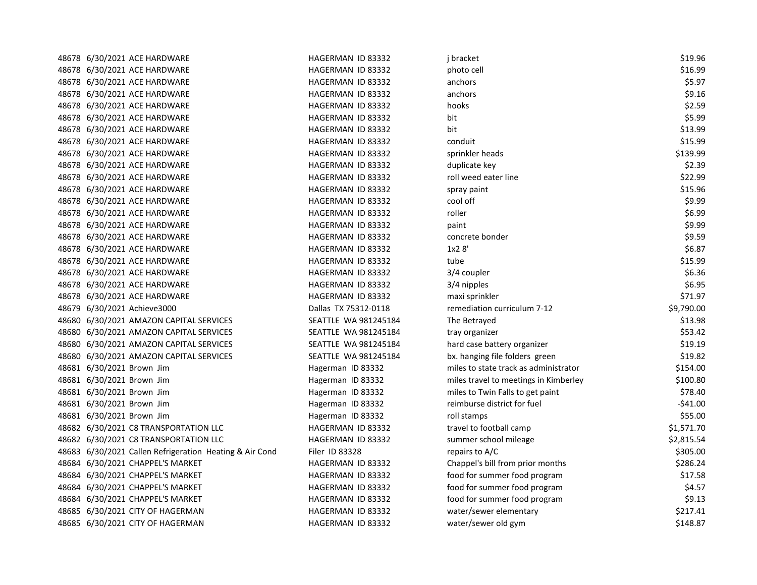| | | | | | |
|---|---|---|---|---|---|
| 48678 | 6/30/2021 | ACE HARDWARE | HAGERMAN ID 83332 | j bracket | $19.96 |
| 48678 | 6/30/2021 | ACE HARDWARE | HAGERMAN ID 83332 | photo cell | $16.99 |
| 48678 | 6/30/2021 | ACE HARDWARE | HAGERMAN ID 83332 | anchors | $5.97 |
| 48678 | 6/30/2021 | ACE HARDWARE | HAGERMAN ID 83332 | anchors | $9.16 |
| 48678 | 6/30/2021 | ACE HARDWARE | HAGERMAN ID 83332 | hooks | $2.59 |
| 48678 | 6/30/2021 | ACE HARDWARE | HAGERMAN ID 83332 | bit | $5.99 |
| 48678 | 6/30/2021 | ACE HARDWARE | HAGERMAN ID 83332 | bit | $13.99 |
| 48678 | 6/30/2021 | ACE HARDWARE | HAGERMAN ID 83332 | conduit | $15.99 |
| 48678 | 6/30/2021 | ACE HARDWARE | HAGERMAN ID 83332 | sprinkler heads | $139.99 |
| 48678 | 6/30/2021 | ACE HARDWARE | HAGERMAN ID 83332 | duplicate key | $2.39 |
| 48678 | 6/30/2021 | ACE HARDWARE | HAGERMAN ID 83332 | roll weed eater line | $22.99 |
| 48678 | 6/30/2021 | ACE HARDWARE | HAGERMAN ID 83332 | spray paint | $15.96 |
| 48678 | 6/30/2021 | ACE HARDWARE | HAGERMAN ID 83332 | cool off | $9.99 |
| 48678 | 6/30/2021 | ACE HARDWARE | HAGERMAN ID 83332 | roller | $6.99 |
| 48678 | 6/30/2021 | ACE HARDWARE | HAGERMAN ID 83332 | paint | $9.99 |
| 48678 | 6/30/2021 | ACE HARDWARE | HAGERMAN ID 83332 | concrete bonder | $9.59 |
| 48678 | 6/30/2021 | ACE HARDWARE | HAGERMAN ID 83332 | 1x2 8' | $6.87 |
| 48678 | 6/30/2021 | ACE HARDWARE | HAGERMAN ID 83332 | tube | $15.99 |
| 48678 | 6/30/2021 | ACE HARDWARE | HAGERMAN ID 83332 | 3/4 coupler | $6.36 |
| 48678 | 6/30/2021 | ACE HARDWARE | HAGERMAN ID 83332 | 3/4 nipples | $6.95 |
| 48678 | 6/30/2021 | ACE HARDWARE | HAGERMAN ID 83332 | maxi sprinkler | $71.97 |
| 48679 | 6/30/2021 | Achieve3000 | Dallas TX 75312-0118 | remediation curriculum 7-12 | $9,790.00 |
| 48680 | 6/30/2021 | AMAZON CAPITAL SERVICES | SEATTLE WA 981245184 | The Betrayed | $13.98 |
| 48680 | 6/30/2021 | AMAZON CAPITAL SERVICES | SEATTLE WA 981245184 | tray organizer | $53.42 |
| 48680 | 6/30/2021 | AMAZON CAPITAL SERVICES | SEATTLE WA 981245184 | hard case battery organizer | $19.19 |
| 48680 | 6/30/2021 | AMAZON CAPITAL SERVICES | SEATTLE WA 981245184 | bx. hanging file folders green | $19.82 |
| 48681 | 6/30/2021 | Brown Jim | Hagerman ID 83332 | miles to state track as administrator | $154.00 |
| 48681 | 6/30/2021 | Brown Jim | Hagerman ID 83332 | miles travel to meetings in Kimberley | $100.80 |
| 48681 | 6/30/2021 | Brown Jim | Hagerman ID 83332 | miles to Twin Falls to get paint | $78.40 |
| 48681 | 6/30/2021 | Brown Jim | Hagerman ID 83332 | reimburse district for fuel | -$41.00 |
| 48681 | 6/30/2021 | Brown Jim | Hagerman ID 83332 | roll stamps | $55.00 |
| 48682 | 6/30/2021 | C8 TRANSPORTATION LLC | HAGERMAN ID 83332 | travel to football camp | $1,571.70 |
| 48682 | 6/30/2021 | C8 TRANSPORTATION LLC | HAGERMAN ID 83332 | summer school mileage | $2,815.54 |
| 48683 | 6/30/2021 | Callen Refrigeration Heating & Air Cond | Filer ID 83328 | repairs to A/C | $305.00 |
| 48684 | 6/30/2021 | CHAPPEL'S MARKET | HAGERMAN ID 83332 | Chappel's bill from prior months | $286.24 |
| 48684 | 6/30/2021 | CHAPPEL'S MARKET | HAGERMAN ID 83332 | food for summer food program | $17.58 |
| 48684 | 6/30/2021 | CHAPPEL'S MARKET | HAGERMAN ID 83332 | food for summer food program | $4.57 |
| 48684 | 6/30/2021 | CHAPPEL'S MARKET | HAGERMAN ID 83332 | food for summer food program | $9.13 |
| 48685 | 6/30/2021 | CITY OF HAGERMAN | HAGERMAN ID 83332 | water/sewer elementary | $217.41 |
| 48685 | 6/30/2021 | CITY OF HAGERMAN | HAGERMAN ID 83332 | water/sewer old gym | $148.87 |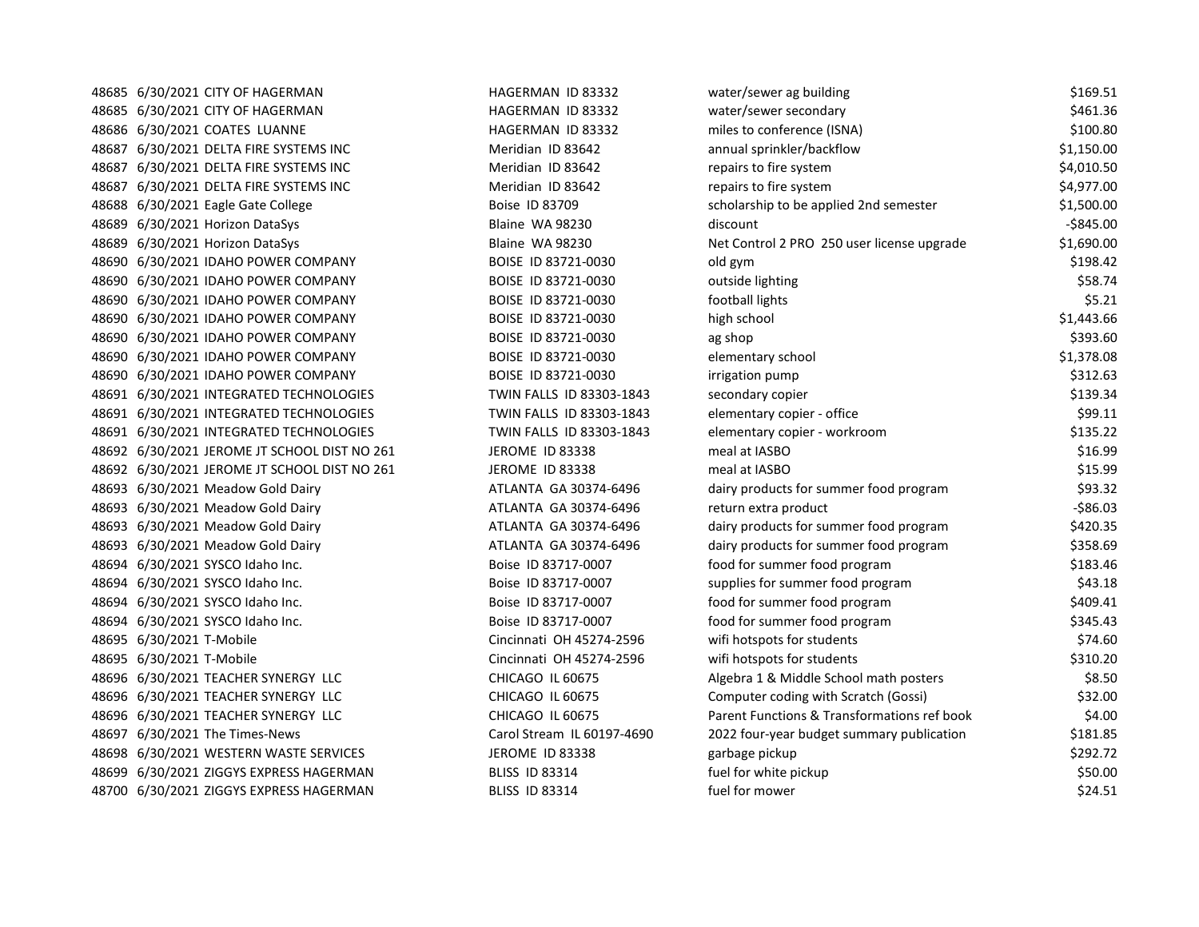| | | | | | |
|---|---|---|---|---|---|
| 48685 | 6/30/2021 | CITY OF HAGERMAN | HAGERMAN ID 83332 | water/sewer ag building | $169.51 |
| 48685 | 6/30/2021 | CITY OF HAGERMAN | HAGERMAN ID 83332 | water/sewer secondary | $461.36 |
| 48686 | 6/30/2021 | COATES LUANNE | HAGERMAN ID 83332 | miles to conference (ISNA) | $100.80 |
| 48687 | 6/30/2021 | DELTA FIRE SYSTEMS INC | Meridian ID 83642 | annual sprinkler/backflow | $1,150.00 |
| 48687 | 6/30/2021 | DELTA FIRE SYSTEMS INC | Meridian ID 83642 | repairs to fire system | $4,010.50 |
| 48687 | 6/30/2021 | DELTA FIRE SYSTEMS INC | Meridian ID 83642 | repairs to fire system | $4,977.00 |
| 48688 | 6/30/2021 | Eagle Gate College | Boise ID 83709 | scholarship to be applied 2nd semester | $1,500.00 |
| 48689 | 6/30/2021 | Horizon DataSys | Blaine WA 98230 | discount | -$845.00 |
| 48689 | 6/30/2021 | Horizon DataSys | Blaine WA 98230 | Net Control 2 PRO 250 user license upgrade | $1,690.00 |
| 48690 | 6/30/2021 | IDAHO POWER COMPANY | BOISE ID 83721-0030 | old gym | $198.42 |
| 48690 | 6/30/2021 | IDAHO POWER COMPANY | BOISE ID 83721-0030 | outside lighting | $58.74 |
| 48690 | 6/30/2021 | IDAHO POWER COMPANY | BOISE ID 83721-0030 | football lights | $5.21 |
| 48690 | 6/30/2021 | IDAHO POWER COMPANY | BOISE ID 83721-0030 | high school | $1,443.66 |
| 48690 | 6/30/2021 | IDAHO POWER COMPANY | BOISE ID 83721-0030 | ag shop | $393.60 |
| 48690 | 6/30/2021 | IDAHO POWER COMPANY | BOISE ID 83721-0030 | elementary school | $1,378.08 |
| 48690 | 6/30/2021 | IDAHO POWER COMPANY | BOISE ID 83721-0030 | irrigation pump | $312.63 |
| 48691 | 6/30/2021 | INTEGRATED TECHNOLOGIES | TWIN FALLS ID 83303-1843 | secondary copier | $139.34 |
| 48691 | 6/30/2021 | INTEGRATED TECHNOLOGIES | TWIN FALLS ID 83303-1843 | elementary copier - office | $99.11 |
| 48691 | 6/30/2021 | INTEGRATED TECHNOLOGIES | TWIN FALLS ID 83303-1843 | elementary copier - workroom | $135.22 |
| 48692 | 6/30/2021 | JEROME JT SCHOOL DIST NO 261 | JEROME ID 83338 | meal at IASBO | $16.99 |
| 48692 | 6/30/2021 | JEROME JT SCHOOL DIST NO 261 | JEROME ID 83338 | meal at IASBO | $15.99 |
| 48693 | 6/30/2021 | Meadow Gold Dairy | ATLANTA GA 30374-6496 | dairy products for summer food program | $93.32 |
| 48693 | 6/30/2021 | Meadow Gold Dairy | ATLANTA GA 30374-6496 | return extra product | -$86.03 |
| 48693 | 6/30/2021 | Meadow Gold Dairy | ATLANTA GA 30374-6496 | dairy products for summer food program | $420.35 |
| 48693 | 6/30/2021 | Meadow Gold Dairy | ATLANTA GA 30374-6496 | dairy products for summer food program | $358.69 |
| 48694 | 6/30/2021 | SYSCO Idaho Inc. | Boise ID 83717-0007 | food for summer food program | $183.46 |
| 48694 | 6/30/2021 | SYSCO Idaho Inc. | Boise ID 83717-0007 | supplies for summer food program | $43.18 |
| 48694 | 6/30/2021 | SYSCO Idaho Inc. | Boise ID 83717-0007 | food for summer food program | $409.41 |
| 48694 | 6/30/2021 | SYSCO Idaho Inc. | Boise ID 83717-0007 | food for summer food program | $345.43 |
| 48695 | 6/30/2021 | T-Mobile | Cincinnati OH 45274-2596 | wifi hotspots for students | $74.60 |
| 48695 | 6/30/2021 | T-Mobile | Cincinnati OH 45274-2596 | wifi hotspots for students | $310.20 |
| 48696 | 6/30/2021 | TEACHER SYNERGY LLC | CHICAGO IL 60675 | Algebra 1 & Middle School math posters | $8.50 |
| 48696 | 6/30/2021 | TEACHER SYNERGY LLC | CHICAGO IL 60675 | Computer coding with Scratch (Gossi) | $32.00 |
| 48696 | 6/30/2021 | TEACHER SYNERGY LLC | CHICAGO IL 60675 | Parent Functions & Transformations ref book | $4.00 |
| 48697 | 6/30/2021 | The Times-News | Carol Stream IL 60197-4690 | 2022 four-year budget summary publication | $181.85 |
| 48698 | 6/30/2021 | WESTERN WASTE SERVICES | JEROME ID 83338 | garbage pickup | $292.72 |
| 48699 | 6/30/2021 | ZIGGYS EXPRESS HAGERMAN | BLISS ID 83314 | fuel for white pickup | $50.00 |
| 48700 | 6/30/2021 | ZIGGYS EXPRESS HAGERMAN | BLISS ID 83314 | fuel for mower | $24.51 |